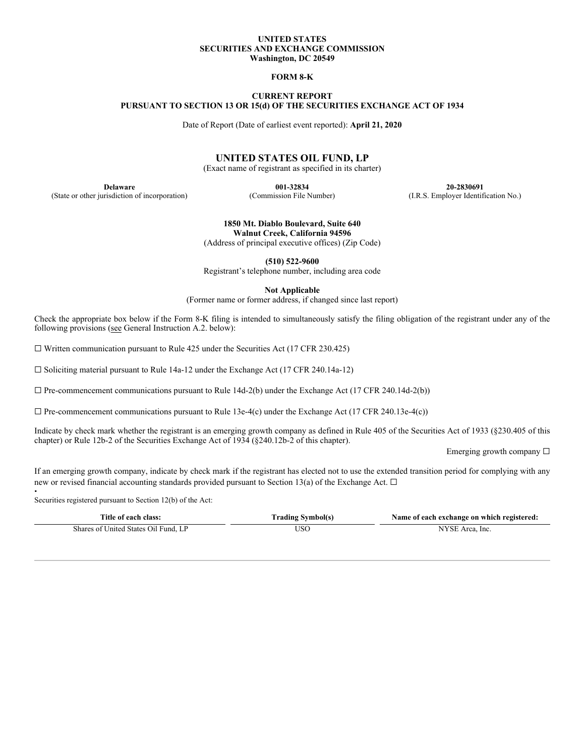**UNITED STATES**
**SECURITIES AND EXCHANGE COMMISSION**
**Washington, DC 20549**

**FORM 8-K**

**CURRENT REPORT**
**PURSUANT TO SECTION 13 OR 15(d) OF THE SECURITIES EXCHANGE ACT OF 1934**

Date of Report (Date of earliest event reported): **April 21, 2020**

# UNITED STATES OIL FUND, LP

(Exact name of registrant as specified in its charter)

| **Delaware** | **001-32834** | **20-2830691** |
|---|---|---|
| (State or other jurisdiction of incorporation) | (Commission File Number) | (I.R.S. Employer Identification No.) |

**1850 Mt. Diablo Boulevard, Suite 640**
**Walnut Creek, California 94596**
(Address of principal executive offices) (Zip Code)

**(510) 522-9600**
Registrant's telephone number, including area code

**Not Applicable**
(Former name or former address, if changed since last report)

Check the appropriate box below if the Form 8-K filing is intended to simultaneously satisfy the filing obligation of the registrant under any of the following provisions (see General Instruction A.2. below):

☐ Written communication pursuant to Rule 425 under the Securities Act (17 CFR 230.425)

☐ Soliciting material pursuant to Rule 14a-12 under the Exchange Act (17 CFR 240.14a-12)

☐ Pre-commencement communications pursuant to Rule 14d-2(b) under the Exchange Act (17 CFR 240.14d-2(b))

☐ Pre-commencement communications pursuant to Rule 13e-4(c) under the Exchange Act (17 CFR 240.13e-4(c))

Indicate by check mark whether the registrant is an emerging growth company as defined in Rule 405 of the Securities Act of 1933 (§230.405 of this chapter) or Rule 12b-2 of the Securities Exchange Act of 1934 (§240.12b-2 of this chapter).

Emerging growth company ☐

If an emerging growth company, indicate by check mark if the registrant has elected not to use the extended transition period for complying with any new or revised financial accounting standards provided pursuant to Section 13(a) of the Exchange Act. ☐

Securities registered pursuant to Section 12(b) of the Act:

| Title of each class: | Trading Symbol(s) | Name of each exchange on which registered: |
|---|---|---|
| Shares of United States Oil Fund, LP | USO | NYSE Arca, Inc. |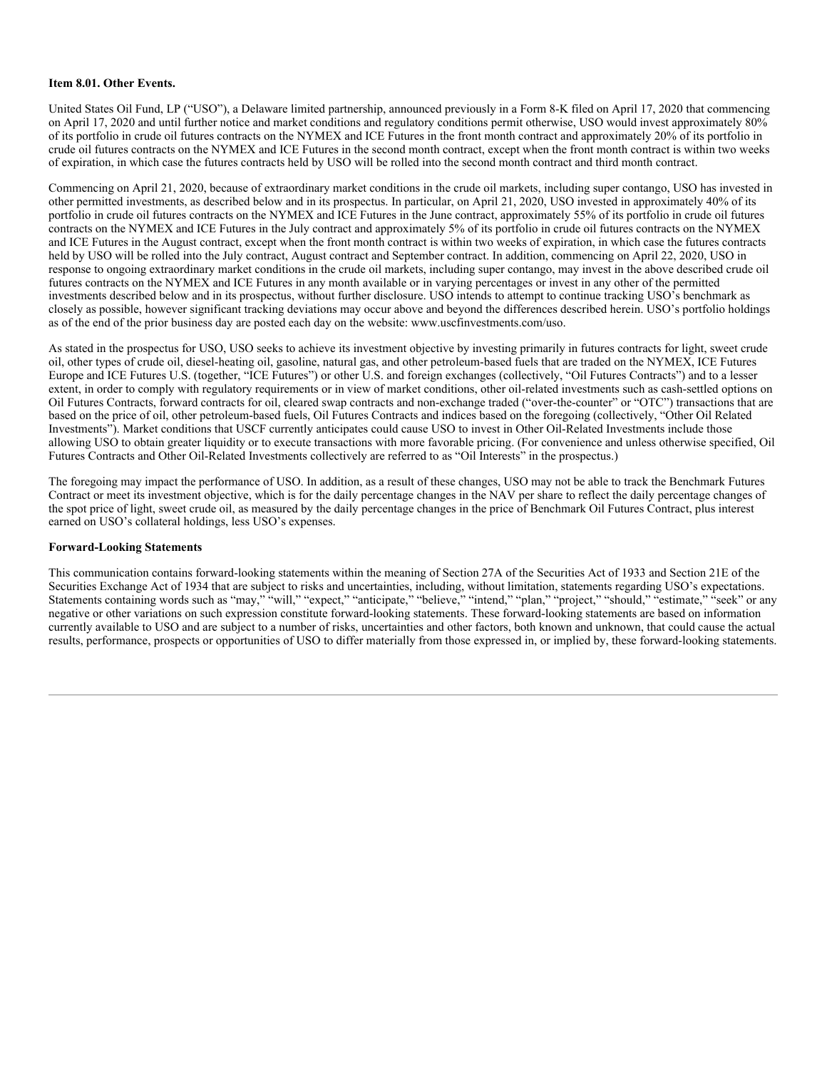**Item 8.01. Other Events.**

United States Oil Fund, LP ("USO"), a Delaware limited partnership, announced previously in a Form 8-K filed on April 17, 2020 that commencing on April 17, 2020 and until further notice and market conditions and regulatory conditions permit otherwise, USO would invest approximately 80% of its portfolio in crude oil futures contracts on the NYMEX and ICE Futures in the front month contract and approximately 20% of its portfolio in crude oil futures contracts on the NYMEX and ICE Futures in the second month contract, except when the front month contract is within two weeks of expiration, in which case the futures contracts held by USO will be rolled into the second month contract and third month contract.

Commencing on April 21, 2020, because of extraordinary market conditions in the crude oil markets, including super contango, USO has invested in other permitted investments, as described below and in its prospectus. In particular, on April 21, 2020, USO invested in approximately 40% of its portfolio in crude oil futures contracts on the NYMEX and ICE Futures in the June contract, approximately 55% of its portfolio in crude oil futures contracts on the NYMEX and ICE Futures in the July contract and approximately 5% of its portfolio in crude oil futures contracts on the NYMEX and ICE Futures in the August contract, except when the front month contract is within two weeks of expiration, in which case the futures contracts held by USO will be rolled into the July contract, August contract and September contract. In addition, commencing on April 22, 2020, USO in response to ongoing extraordinary market conditions in the crude oil markets, including super contango, may invest in the above described crude oil futures contracts on the NYMEX and ICE Futures in any month available or in varying percentages or invest in any other of the permitted investments described below and in its prospectus, without further disclosure. USO intends to attempt to continue tracking USO's benchmark as closely as possible, however significant tracking deviations may occur above and beyond the differences described herein. USO's portfolio holdings as of the end of the prior business day are posted each day on the website: www.uscfinvestments.com/uso.

As stated in the prospectus for USO, USO seeks to achieve its investment objective by investing primarily in futures contracts for light, sweet crude oil, other types of crude oil, diesel-heating oil, gasoline, natural gas, and other petroleum-based fuels that are traded on the NYMEX, ICE Futures Europe and ICE Futures U.S. (together, "ICE Futures") or other U.S. and foreign exchanges (collectively, "Oil Futures Contracts") and to a lesser extent, in order to comply with regulatory requirements or in view of market conditions, other oil-related investments such as cash-settled options on Oil Futures Contracts, forward contracts for oil, cleared swap contracts and non-exchange traded ("over-the-counter" or "OTC") transactions that are based on the price of oil, other petroleum-based fuels, Oil Futures Contracts and indices based on the foregoing (collectively, "Other Oil Related Investments"). Market conditions that USCF currently anticipates could cause USO to invest in Other Oil-Related Investments include those allowing USO to obtain greater liquidity or to execute transactions with more favorable pricing. (For convenience and unless otherwise specified, Oil Futures Contracts and Other Oil-Related Investments collectively are referred to as "Oil Interests" in the prospectus.)

The foregoing may impact the performance of USO. In addition, as a result of these changes, USO may not be able to track the Benchmark Futures Contract or meet its investment objective, which is for the daily percentage changes in the NAV per share to reflect the daily percentage changes of the spot price of light, sweet crude oil, as measured by the daily percentage changes in the price of Benchmark Oil Futures Contract, plus interest earned on USO's collateral holdings, less USO's expenses.

**Forward-Looking Statements**

This communication contains forward-looking statements within the meaning of Section 27A of the Securities Act of 1933 and Section 21E of the Securities Exchange Act of 1934 that are subject to risks and uncertainties, including, without limitation, statements regarding USO's expectations. Statements containing words such as "may," "will," "expect," "anticipate," "believe," "intend," "plan," "project," "should," "estimate," "seek" or any negative or other variations on such expression constitute forward-looking statements. These forward-looking statements are based on information currently available to USO and are subject to a number of risks, uncertainties and other factors, both known and unknown, that could cause the actual results, performance, prospects or opportunities of USO to differ materially from those expressed in, or implied by, these forward-looking statements.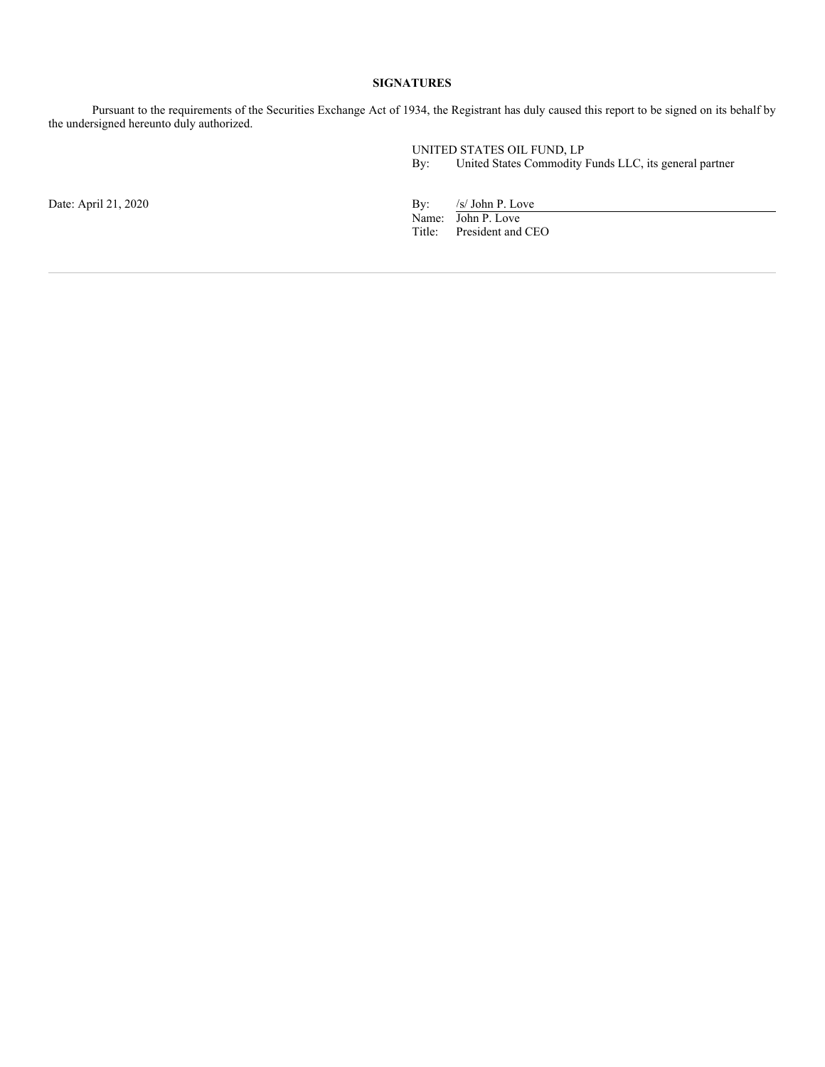**SIGNATURES**

Pursuant to the requirements of the Securities Exchange Act of 1934, the Registrant has duly caused this report to be signed on its behalf by the undersigned hereunto duly authorized.

UNITED STATES OIL FUND, LP
By: United States Commodity Funds LLC, its general partner

Date: April 21, 2020

By: /s/ John P. Love
Name: John P. Love
Title: President and CEO